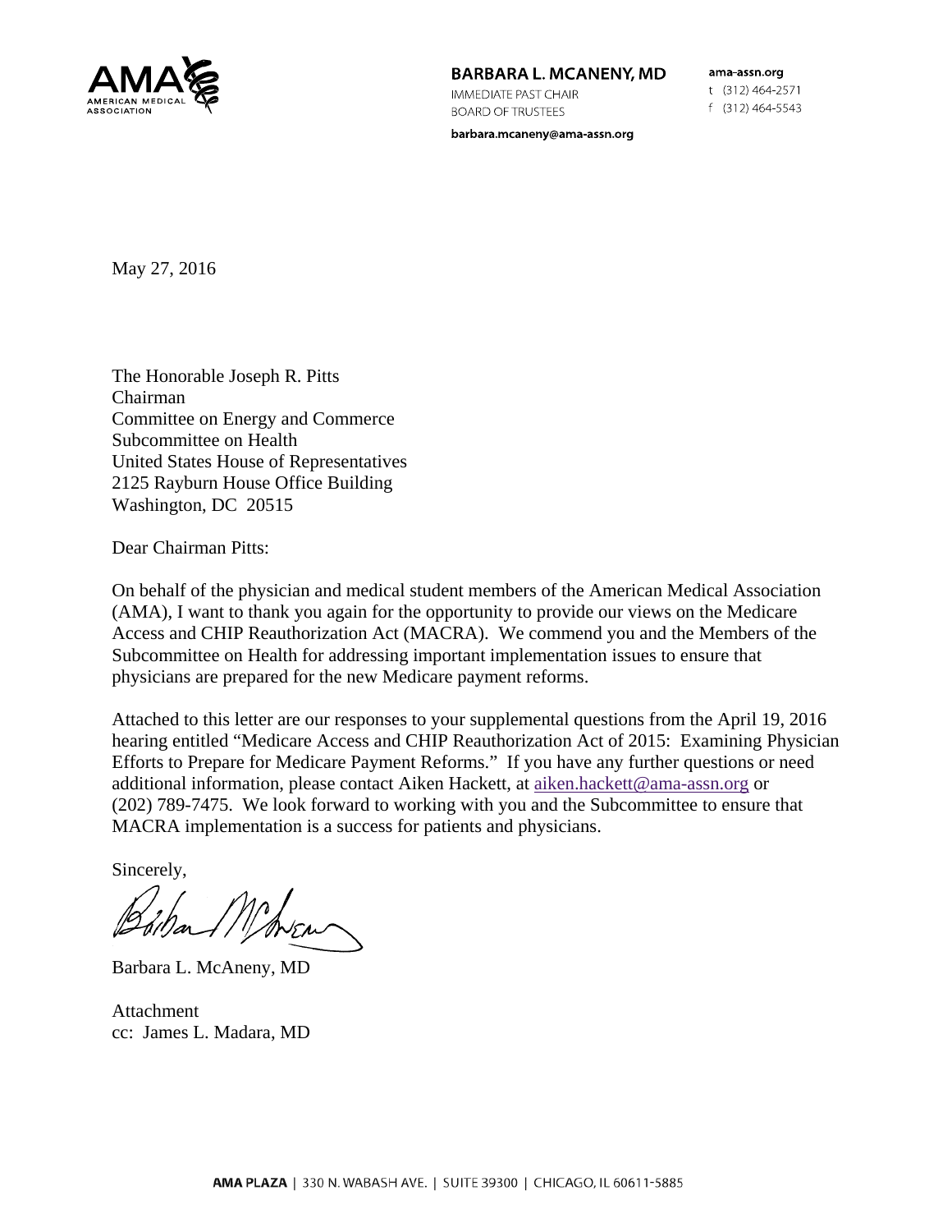**BARBARA L. MCANENY, MD**
IMMEDIATE PAST CHAIR
BOARD OF TRUSTEES

barbara.mcaneny@ama-assn.org

ama-assn.org
t (312) 464-2571
f (312) 464-5543

May 27, 2016

The Honorable Joseph R. Pitts
Chairman
Committee on Energy and Commerce
Subcommittee on Health
United States House of Representatives
2125 Rayburn House Office Building
Washington, DC 20515

Dear Chairman Pitts:

On behalf of the physician and medical student members of the American Medical Association (AMA), I want to thank you again for the opportunity to provide our views on the Medicare Access and CHIP Reauthorization Act (MACRA). We commend you and the Members of the Subcommittee on Health for addressing important implementation issues to ensure that physicians are prepared for the new Medicare payment reforms.

Attached to this letter are our responses to your supplemental questions from the April 19, 2016 hearing entitled "Medicare Access and CHIP Reauthorization Act of 2015: Examining Physician Efforts to Prepare for Medicare Payment Reforms." If you have any further questions or need additional information, please contact Aiken Hackett, at aiken.hackett@ama-assn.org or (202) 789-7475. We look forward to working with you and the Subcommittee to ensure that MACRA implementation is a success for patients and physicians.

Sincerely,

Barbara L. McAneny, MD

Attachment
cc: James L. Madara, MD

**AMA PLAZA** | 330 N. WABASH AVE. | SUITE 39300 | CHICAGO, IL 60611-5885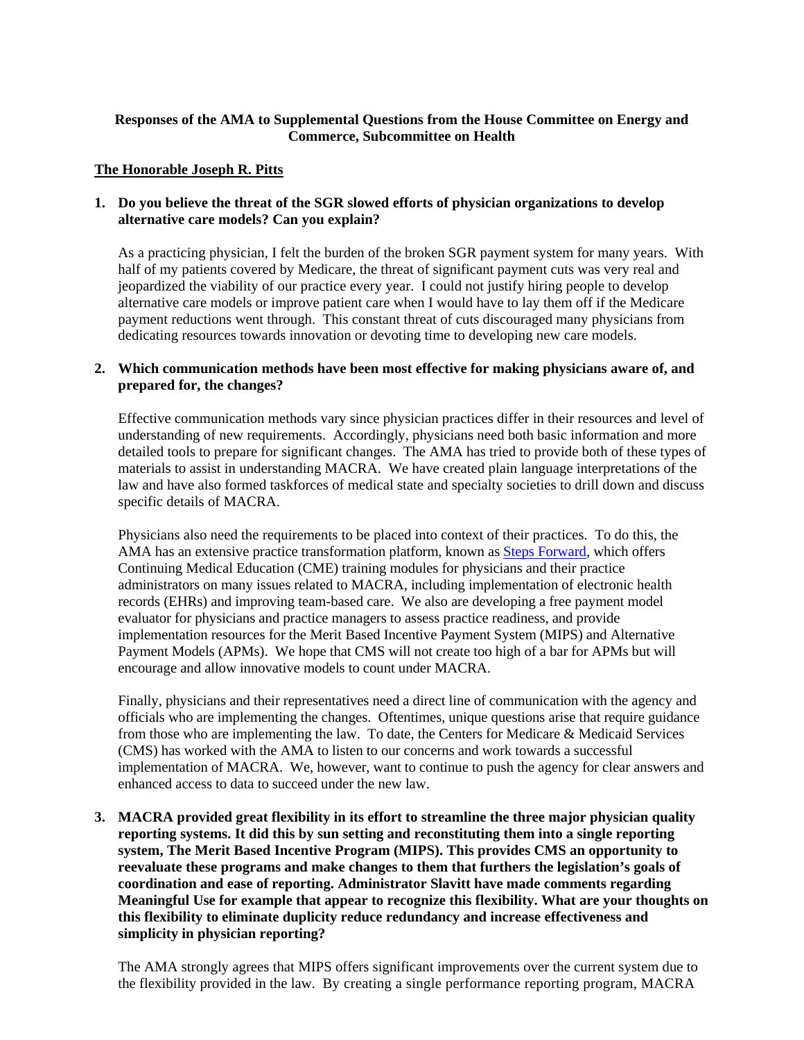**Responses of the AMA to Supplemental Questions from the House Committee on Energy and Commerce, Subcommittee on Health**

**The Honorable Joseph R. Pitts**

1. **Do you believe the threat of the SGR slowed efforts of physician organizations to develop alternative care models? Can you explain?**

   As a practicing physician, I felt the burden of the broken SGR payment system for many years. With half of my patients covered by Medicare, the threat of significant payment cuts was very real and jeopardized the viability of our practice every year. I could not justify hiring people to develop alternative care models or improve patient care when I would have to lay them off if the Medicare payment reductions went through. This constant threat of cuts discouraged many physicians from dedicating resources towards innovation or devoting time to developing new care models.

2. **Which communication methods have been most effective for making physicians aware of, and prepared for, the changes?**

   Effective communication methods vary since physician practices differ in their resources and level of understanding of new requirements. Accordingly, physicians need both basic information and more detailed tools to prepare for significant changes. The AMA has tried to provide both of these types of materials to assist in understanding MACRA. We have created plain language interpretations of the law and have also formed taskforces of medical state and specialty societies to drill down and discuss specific details of MACRA.

   Physicians also need the requirements to be placed into context of their practices. To do this, the AMA has an extensive practice transformation platform, known as Steps Forward, which offers Continuing Medical Education (CME) training modules for physicians and their practice administrators on many issues related to MACRA, including implementation of electronic health records (EHRs) and improving team-based care. We also are developing a free payment model evaluator for physicians and practice managers to assess practice readiness, and provide implementation resources for the Merit Based Incentive Payment System (MIPS) and Alternative Payment Models (APMs). We hope that CMS will not create too high of a bar for APMs but will encourage and allow innovative models to count under MACRA.

   Finally, physicians and their representatives need a direct line of communication with the agency and officials who are implementing the changes. Oftentimes, unique questions arise that require guidance from those who are implementing the law. To date, the Centers for Medicare & Medicaid Services (CMS) has worked with the AMA to listen to our concerns and work towards a successful implementation of MACRA. We, however, want to continue to push the agency for clear answers and enhanced access to data to succeed under the new law.

3. **MACRA provided great flexibility in its effort to streamline the three major physician quality reporting systems. It did this by sun setting and reconstituting them into a single reporting system, The Merit Based Incentive Program (MIPS). This provides CMS an opportunity to reevaluate these programs and make changes to them that furthers the legislation's goals of coordination and ease of reporting. Administrator Slavitt have made comments regarding Meaningful Use for example that appear to recognize this flexibility. What are your thoughts on this flexibility to eliminate duplicity reduce redundancy and increase effectiveness and simplicity in physician reporting?**

   The AMA strongly agrees that MIPS offers significant improvements over the current system due to the flexibility provided in the law. By creating a single performance reporting program, MACRA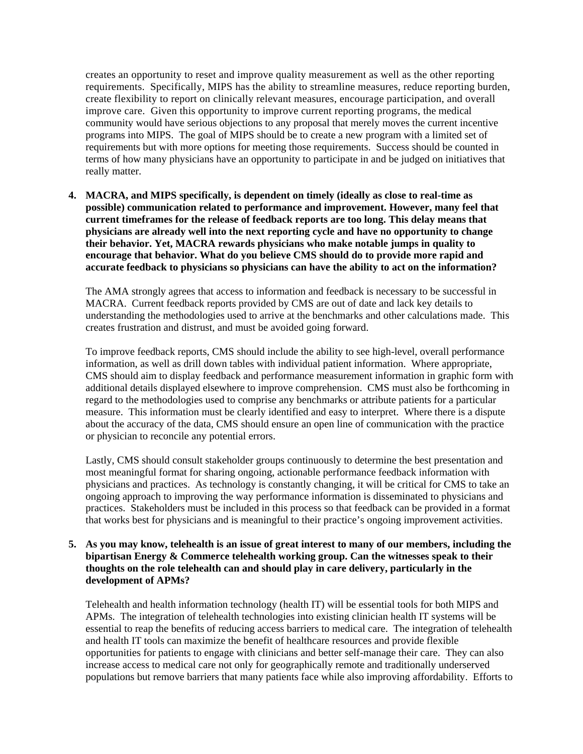creates an opportunity to reset and improve quality measurement as well as the other reporting requirements. Specifically, MIPS has the ability to streamline measures, reduce reporting burden, create flexibility to report on clinically relevant measures, encourage participation, and overall improve care. Given this opportunity to improve current reporting programs, the medical community would have serious objections to any proposal that merely moves the current incentive programs into MIPS. The goal of MIPS should be to create a new program with a limited set of requirements but with more options for meeting those requirements. Success should be counted in terms of how many physicians have an opportunity to participate in and be judged on initiatives that really matter.

4. **MACRA, and MIPS specifically, is dependent on timely (ideally as close to real-time as possible) communication related to performance and improvement. However, many feel that current timeframes for the release of feedback reports are too long. This delay means that physicians are already well into the next reporting cycle and have no opportunity to change their behavior. Yet, MACRA rewards physicians who make notable jumps in quality to encourage that behavior. What do you believe CMS should do to provide more rapid and accurate feedback to physicians so physicians can have the ability to act on the information?**

   The AMA strongly agrees that access to information and feedback is necessary to be successful in MACRA. Current feedback reports provided by CMS are out of date and lack key details to understanding the methodologies used to arrive at the benchmarks and other calculations made. This creates frustration and distrust, and must be avoided going forward.

   To improve feedback reports, CMS should include the ability to see high-level, overall performance information, as well as drill down tables with individual patient information. Where appropriate, CMS should aim to display feedback and performance measurement information in graphic form with additional details displayed elsewhere to improve comprehension. CMS must also be forthcoming in regard to the methodologies used to comprise any benchmarks or attribute patients for a particular measure. This information must be clearly identified and easy to interpret. Where there is a dispute about the accuracy of the data, CMS should ensure an open line of communication with the practice or physician to reconcile any potential errors.

   Lastly, CMS should consult stakeholder groups continuously to determine the best presentation and most meaningful format for sharing ongoing, actionable performance feedback information with physicians and practices. As technology is constantly changing, it will be critical for CMS to take an ongoing approach to improving the way performance information is disseminated to physicians and practices. Stakeholders must be included in this process so that feedback can be provided in a format that works best for physicians and is meaningful to their practice's ongoing improvement activities.

5. **As you may know, telehealth is an issue of great interest to many of our members, including the bipartisan Energy & Commerce telehealth working group. Can the witnesses speak to their thoughts on the role telehealth can and should play in care delivery, particularly in the development of APMs?**

   Telehealth and health information technology (health IT) will be essential tools for both MIPS and APMs. The integration of telehealth technologies into existing clinician health IT systems will be essential to reap the benefits of reducing access barriers to medical care. The integration of telehealth and health IT tools can maximize the benefit of healthcare resources and provide flexible opportunities for patients to engage with clinicians and better self-manage their care. They can also increase access to medical care not only for geographically remote and traditionally underserved populations but remove barriers that many patients face while also improving affordability. Efforts to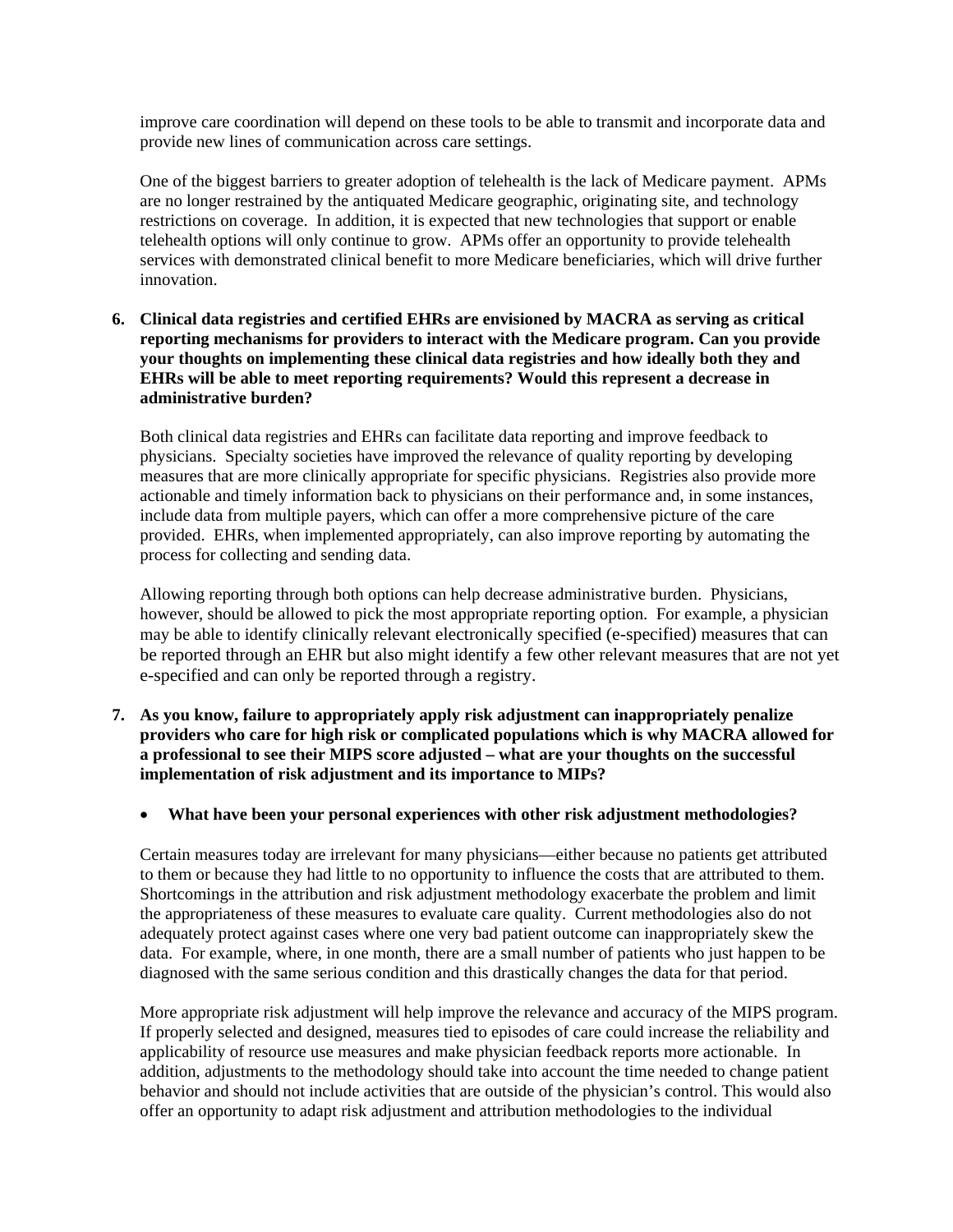improve care coordination will depend on these tools to be able to transmit and incorporate data and provide new lines of communication across care settings.

One of the biggest barriers to greater adoption of telehealth is the lack of Medicare payment. APMs are no longer restrained by the antiquated Medicare geographic, originating site, and technology restrictions on coverage. In addition, it is expected that new technologies that support or enable telehealth options will only continue to grow. APMs offer an opportunity to provide telehealth services with demonstrated clinical benefit to more Medicare beneficiaries, which will drive further innovation.

6. **Clinical data registries and certified EHRs are envisioned by MACRA as serving as critical reporting mechanisms for providers to interact with the Medicare program. Can you provide your thoughts on implementing these clinical data registries and how ideally both they and EHRs will be able to meet reporting requirements? Would this represent a decrease in administrative burden?**

Both clinical data registries and EHRs can facilitate data reporting and improve feedback to physicians. Specialty societies have improved the relevance of quality reporting by developing measures that are more clinically appropriate for specific physicians. Registries also provide more actionable and timely information back to physicians on their performance and, in some instances, include data from multiple payers, which can offer a more comprehensive picture of the care provided. EHRs, when implemented appropriately, can also improve reporting by automating the process for collecting and sending data.

Allowing reporting through both options can help decrease administrative burden. Physicians, however, should be allowed to pick the most appropriate reporting option. For example, a physician may be able to identify clinically relevant electronically specified (e-specified) measures that can be reported through an EHR but also might identify a few other relevant measures that are not yet e-specified and can only be reported through a registry.

7. **As you know, failure to appropriately apply risk adjustment can inappropriately penalize providers who care for high risk or complicated populations which is why MACRA allowed for a professional to see their MIPS score adjusted – what are your thoughts on the successful implementation of risk adjustment and its importance to MIPs?**

   - **What have been your personal experiences with other risk adjustment methodologies?**

Certain measures today are irrelevant for many physicians—either because no patients get attributed to them or because they had little to no opportunity to influence the costs that are attributed to them. Shortcomings in the attribution and risk adjustment methodology exacerbate the problem and limit the appropriateness of these measures to evaluate care quality. Current methodologies also do not adequately protect against cases where one very bad patient outcome can inappropriately skew the data. For example, where, in one month, there are a small number of patients who just happen to be diagnosed with the same serious condition and this drastically changes the data for that period.

More appropriate risk adjustment will help improve the relevance and accuracy of the MIPS program. If properly selected and designed, measures tied to episodes of care could increase the reliability and applicability of resource use measures and make physician feedback reports more actionable. In addition, adjustments to the methodology should take into account the time needed to change patient behavior and should not include activities that are outside of the physician's control. This would also offer an opportunity to adapt risk adjustment and attribution methodologies to the individual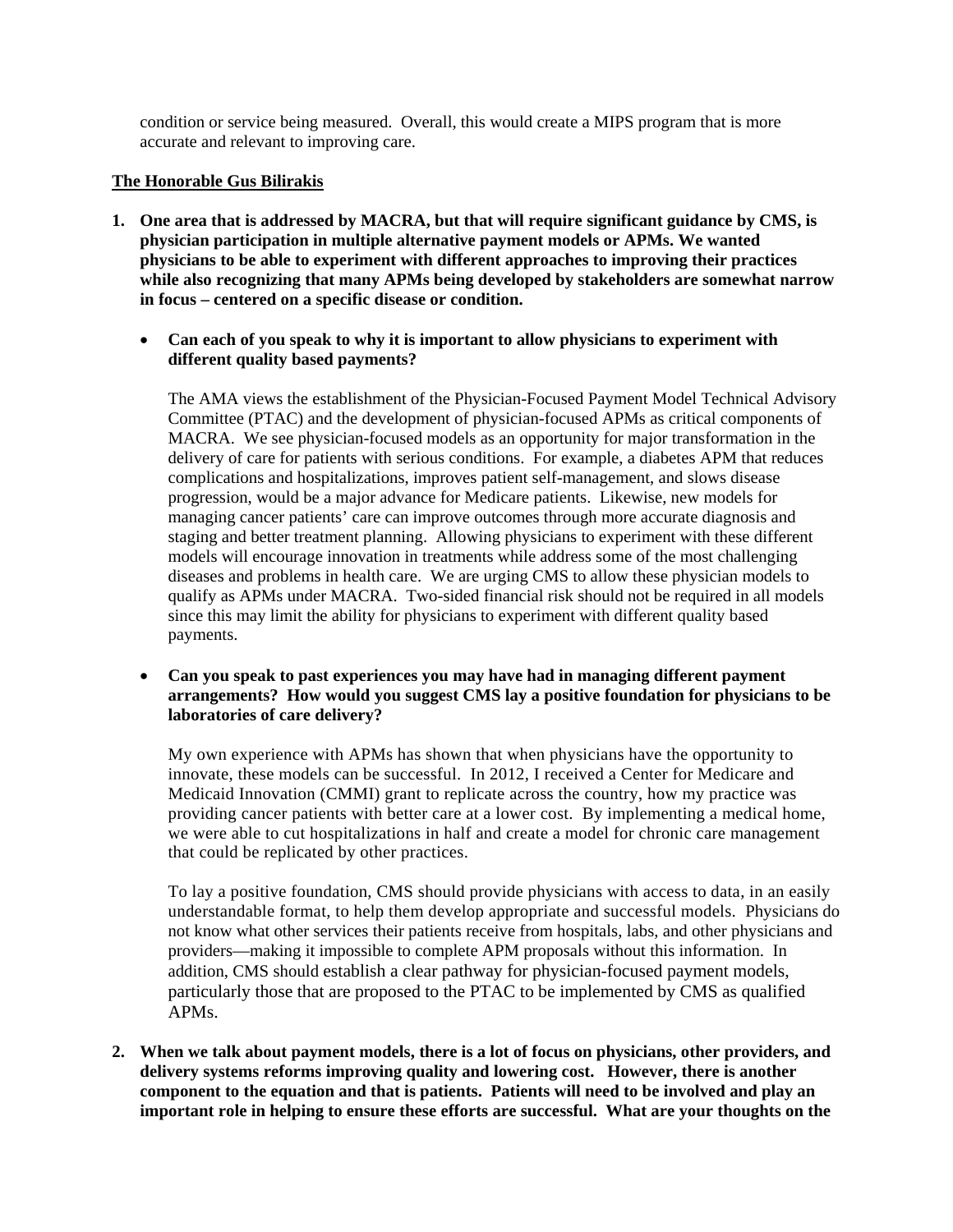condition or service being measured. Overall, this would create a MIPS program that is more accurate and relevant to improving care.

**The Honorable Gus Bilirakis**

1. **One area that is addressed by MACRA, but that will require significant guidance by CMS, is physician participation in multiple alternative payment models or APMs. We wanted physicians to be able to experiment with different approaches to improving their practices while also recognizing that many APMs being developed by stakeholders are somewhat narrow in focus – centered on a specific disease or condition.**

   - **Can each of you speak to why it is important to allow physicians to experiment with different quality based payments?**

     The AMA views the establishment of the Physician-Focused Payment Model Technical Advisory Committee (PTAC) and the development of physician-focused APMs as critical components of MACRA. We see physician-focused models as an opportunity for major transformation in the delivery of care for patients with serious conditions. For example, a diabetes APM that reduces complications and hospitalizations, improves patient self-management, and slows disease progression, would be a major advance for Medicare patients. Likewise, new models for managing cancer patients' care can improve outcomes through more accurate diagnosis and staging and better treatment planning. Allowing physicians to experiment with these different models will encourage innovation in treatments while address some of the most challenging diseases and problems in health care. We are urging CMS to allow these physician models to qualify as APMs under MACRA. Two-sided financial risk should not be required in all models since this may limit the ability for physicians to experiment with different quality based payments.

   - **Can you speak to past experiences you may have had in managing different payment arrangements? How would you suggest CMS lay a positive foundation for physicians to be laboratories of care delivery?**

     My own experience with APMs has shown that when physicians have the opportunity to innovate, these models can be successful. In 2012, I received a Center for Medicare and Medicaid Innovation (CMMI) grant to replicate across the country, how my practice was providing cancer patients with better care at a lower cost. By implementing a medical home, we were able to cut hospitalizations in half and create a model for chronic care management that could be replicated by other practices.

     To lay a positive foundation, CMS should provide physicians with access to data, in an easily understandable format, to help them develop appropriate and successful models. Physicians do not know what other services their patients receive from hospitals, labs, and other physicians and providers—making it impossible to complete APM proposals without this information. In addition, CMS should establish a clear pathway for physician-focused payment models, particularly those that are proposed to the PTAC to be implemented by CMS as qualified APMs.

2. **When we talk about payment models, there is a lot of focus on physicians, other providers, and delivery systems reforms improving quality and lowering cost. However, there is another component to the equation and that is patients. Patients will need to be involved and play an important role in helping to ensure these efforts are successful. What are your thoughts on the**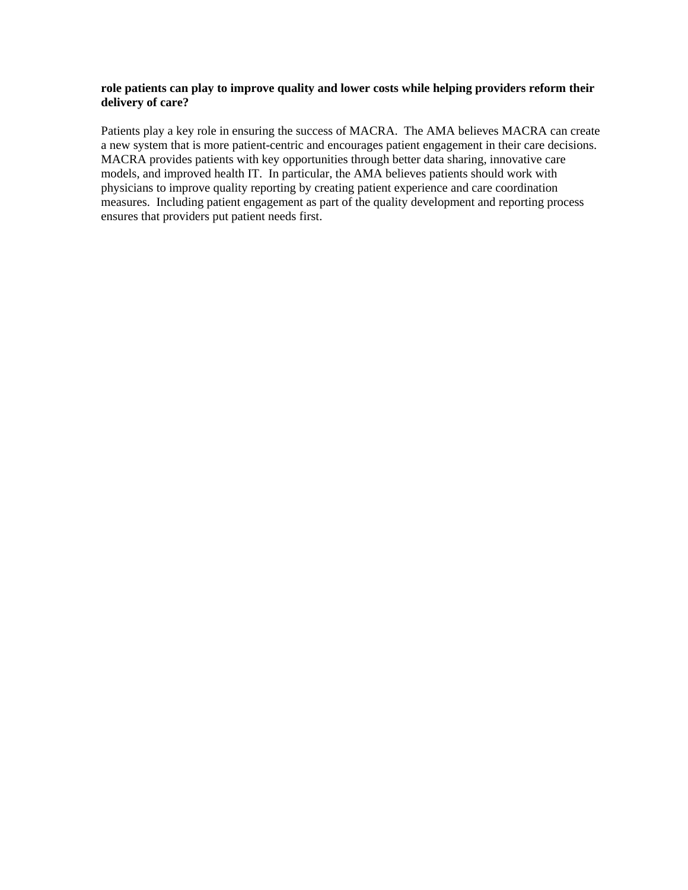**role patients can play to improve quality and lower costs while helping providers reform their delivery of care?**

Patients play a key role in ensuring the success of MACRA. The AMA believes MACRA can create a new system that is more patient-centric and encourages patient engagement in their care decisions. MACRA provides patients with key opportunities through better data sharing, innovative care models, and improved health IT. In particular, the AMA believes patients should work with physicians to improve quality reporting by creating patient experience and care coordination measures. Including patient engagement as part of the quality development and reporting process ensures that providers put patient needs first.